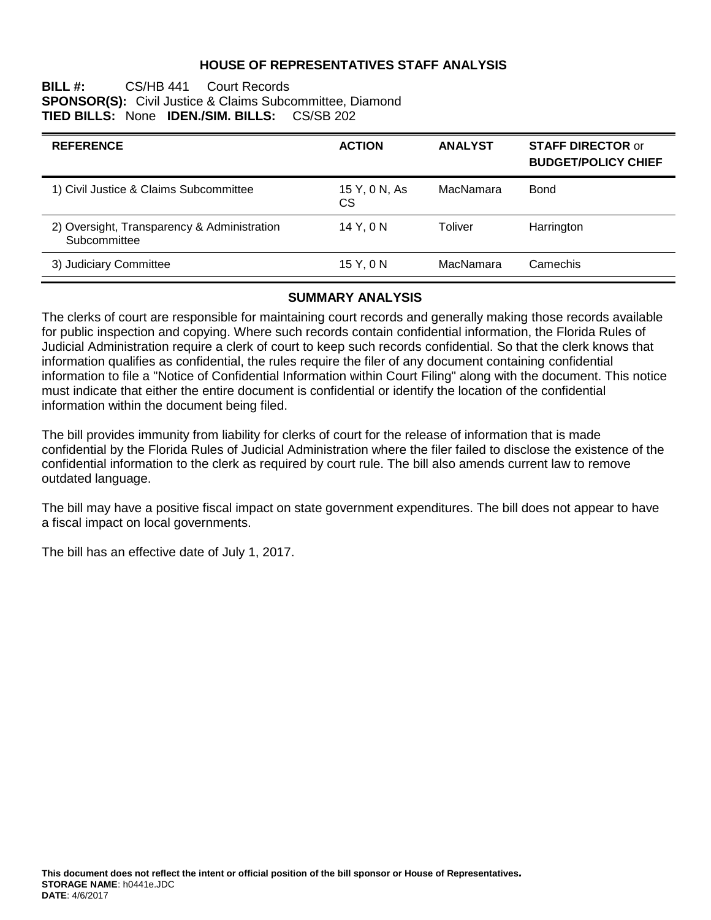# HOUSE OF REPRESENTATIVES STAFF ANALYSIS

**BILL #:** CS/HB 441 Court Records
**SPONSOR(S):** Civil Justice & Claims Subcommittee, Diamond
**TIED BILLS:** None **IDEN./SIM. BILLS:** CS/SB 202

| REFERENCE | ACTION | ANALYST | STAFF DIRECTOR or BUDGET/POLICY CHIEF |
|---|---|---|---|
| 1) Civil Justice & Claims Subcommittee | 15 Y, 0 N, As CS | MacNamara | Bond |
| 2) Oversight, Transparency & Administration Subcommittee | 14 Y, 0 N | Toliver | Harrington |
| 3) Judiciary Committee | 15 Y, 0 N | MacNamara | Camechis |

## SUMMARY ANALYSIS

The clerks of court are responsible for maintaining court records and generally making those records available for public inspection and copying. Where such records contain confidential information, the Florida Rules of Judicial Administration require a clerk of court to keep such records confidential. So that the clerk knows that information qualifies as confidential, the rules require the filer of any document containing confidential information to file a "Notice of Confidential Information within Court Filing" along with the document. This notice must indicate that either the entire document is confidential or identify the location of the confidential information within the document being filed.

The bill provides immunity from liability for clerks of court for the release of information that is made confidential by the Florida Rules of Judicial Administration where the filer failed to disclose the existence of the confidential information to the clerk as required by court rule. The bill also amends current law to remove outdated language.

The bill may have a positive fiscal impact on state government expenditures. The bill does not appear to have a fiscal impact on local governments.

The bill has an effective date of July 1, 2017.

**This document does not reflect the intent or official position of the bill sponsor or House of Representatives.**
**STORAGE NAME**: h0441e.JDC
**DATE**: 4/6/2017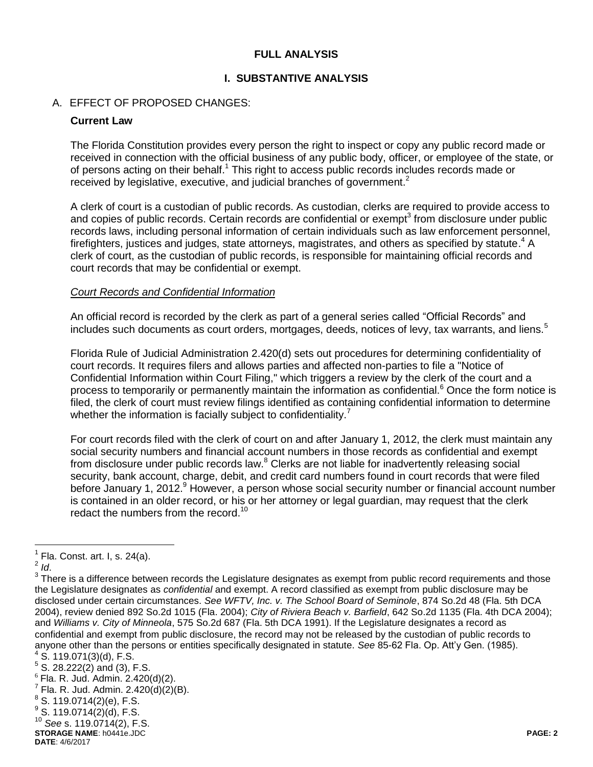# FULL ANALYSIS

## I. SUBSTANTIVE ANALYSIS

### A. EFFECT OF PROPOSED CHANGES:

**Current Law**

The Florida Constitution provides every person the right to inspect or copy any public record made or received in connection with the official business of any public body, officer, or employee of the state, or of persons acting on their behalf.[1] This right to access public records includes records made or received by legislative, executive, and judicial branches of government.[2]

A clerk of court is a custodian of public records. As custodian, clerks are required to provide access to and copies of public records. Certain records are confidential or exempt[3] from disclosure under public records laws, including personal information of certain individuals such as law enforcement personnel, firefighters, justices and judges, state attorneys, magistrates, and others as specified by statute.[4] A clerk of court, as the custodian of public records, is responsible for maintaining official records and court records that may be confidential or exempt.

*Court Records and Confidential Information*

An official record is recorded by the clerk as part of a general series called "Official Records" and includes such documents as court orders, mortgages, deeds, notices of levy, tax warrants, and liens.[5]

Florida Rule of Judicial Administration 2.420(d) sets out procedures for determining confidentiality of court records. It requires filers and allows parties and affected non-parties to file a "Notice of Confidential Information within Court Filing," which triggers a review by the clerk of the court and a process to temporarily or permanently maintain the information as confidential.[6] Once the form notice is filed, the clerk of court must review filings identified as containing confidential information to determine whether the information is facially subject to confidentiality.[7]

For court records filed with the clerk of court on and after January 1, 2012, the clerk must maintain any social security numbers and financial account numbers in those records as confidential and exempt from disclosure under public records law.[8] Clerks are not liable for inadvertently releasing social security, bank account, charge, debit, and credit card numbers found in court records that were filed before January 1, 2012.[9] However, a person whose social security number or financial account number is contained in an older record, or his or her attorney or legal guardian, may request that the clerk redact the numbers from the record.[10]

---

[1] Fla. Const. art. I, s. 24(a).

[2] *Id*.

[3] There is a difference between records the Legislature designates as exempt from public record requirements and those the Legislature designates as *confidential* and exempt. A record classified as exempt from public disclosure may be disclosed under certain circumstances. *See WFTV, Inc. v. The School Board of Seminole*, 874 So.2d 48 (Fla. 5th DCA 2004), review denied 892 So.2d 1015 (Fla. 2004); *City of Riviera Beach v. Barfield*, 642 So.2d 1135 (Fla. 4th DCA 2004); and *Williams v. City of Minneola*, 575 So.2d 687 (Fla. 5th DCA 1991). If the Legislature designates a record as confidential and exempt from public disclosure, the record may not be released by the custodian of public records to anyone other than the persons or entities specifically designated in statute. *See* 85-62 Fla. Op. Att'y Gen. (1985).

[4] S. 119.071(3)(d), F.S.

[5] S. 28.222(2) and (3), F.S.

[6] Fla. R. Jud. Admin. 2.420(d)(2).

[7] Fla. R. Jud. Admin. 2.420(d)(2)(B).

[8] S. 119.0714(2)(e), F.S.

[9] S. 119.0714(2)(d), F.S.

[10] *See* s. 119.0714(2), F.S.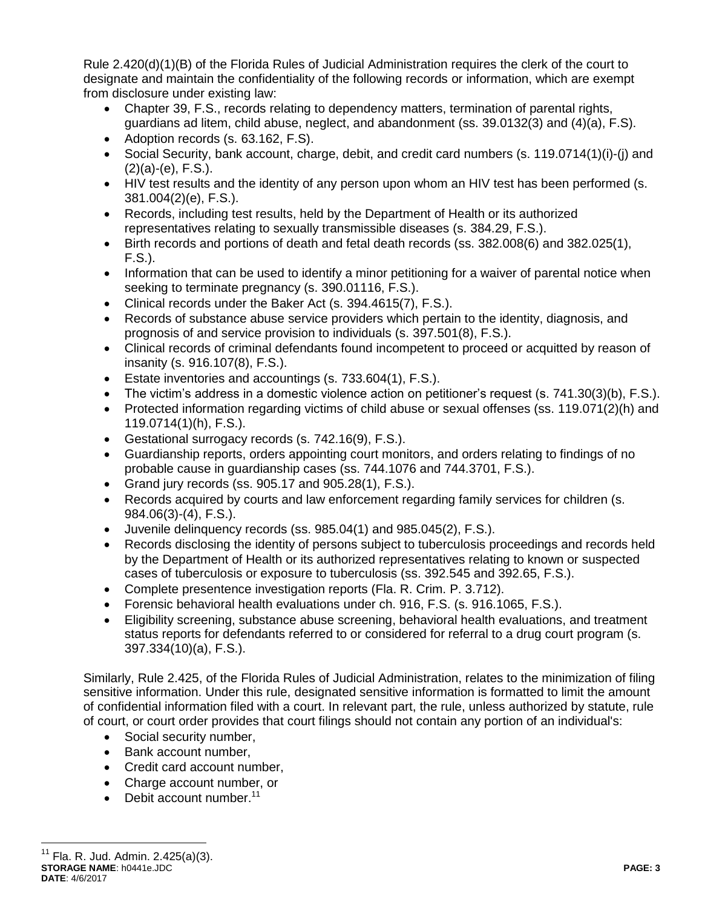Rule 2.420(d)(1)(B) of the Florida Rules of Judicial Administration requires the clerk of the court to designate and maintain the confidentiality of the following records or information, which are exempt from disclosure under existing law:

- Chapter 39, F.S., records relating to dependency matters, termination of parental rights, guardians ad litem, child abuse, neglect, and abandonment (ss. 39.0132(3) and (4)(a), F.S).
- Adoption records (s. 63.162, F.S).
- Social Security, bank account, charge, debit, and credit card numbers (s. 119.0714(1)(i)-(j) and (2)(a)-(e), F.S.).
- HIV test results and the identity of any person upon whom an HIV test has been performed (s. 381.004(2)(e), F.S.).
- Records, including test results, held by the Department of Health or its authorized representatives relating to sexually transmissible diseases (s. 384.29, F.S.).
- Birth records and portions of death and fetal death records (ss. 382.008(6) and 382.025(1), F.S.).
- Information that can be used to identify a minor petitioning for a waiver of parental notice when seeking to terminate pregnancy (s. 390.01116, F.S.).
- Clinical records under the Baker Act (s. 394.4615(7), F.S.).
- Records of substance abuse service providers which pertain to the identity, diagnosis, and prognosis of and service provision to individuals (s. 397.501(8), F.S.).
- Clinical records of criminal defendants found incompetent to proceed or acquitted by reason of insanity (s. 916.107(8), F.S.).
- Estate inventories and accountings (s. 733.604(1), F.S.).
- The victim's address in a domestic violence action on petitioner's request (s. 741.30(3)(b), F.S.).
- Protected information regarding victims of child abuse or sexual offenses (ss. 119.071(2)(h) and 119.0714(1)(h), F.S.).
- Gestational surrogacy records (s. 742.16(9), F.S.).
- Guardianship reports, orders appointing court monitors, and orders relating to findings of no probable cause in guardianship cases (ss. 744.1076 and 744.3701, F.S.).
- Grand jury records (ss. 905.17 and 905.28(1), F.S.).
- Records acquired by courts and law enforcement regarding family services for children (s. 984.06(3)-(4), F.S.).
- Juvenile delinquency records (ss. 985.04(1) and 985.045(2), F.S.).
- Records disclosing the identity of persons subject to tuberculosis proceedings and records held by the Department of Health or its authorized representatives relating to known or suspected cases of tuberculosis or exposure to tuberculosis (ss. 392.545 and 392.65, F.S.).
- Complete presentence investigation reports (Fla. R. Crim. P. 3.712).
- Forensic behavioral health evaluations under ch. 916, F.S. (s. 916.1065, F.S.).
- Eligibility screening, substance abuse screening, behavioral health evaluations, and treatment status reports for defendants referred to or considered for referral to a drug court program (s. 397.334(10)(a), F.S.).

Similarly, Rule 2.425, of the Florida Rules of Judicial Administration, relates to the minimization of filing sensitive information. Under this rule, designated sensitive information is formatted to limit the amount of confidential information filed with a court. In relevant part, the rule, unless authorized by statute, rule of court, or court order provides that court filings should not contain any portion of an individual's:

- Social security number,
- Bank account number,
- Credit card account number,
- Charge account number, or
- Debit account number.[11]

[11] Fla. R. Jud. Admin. 2.425(a)(3).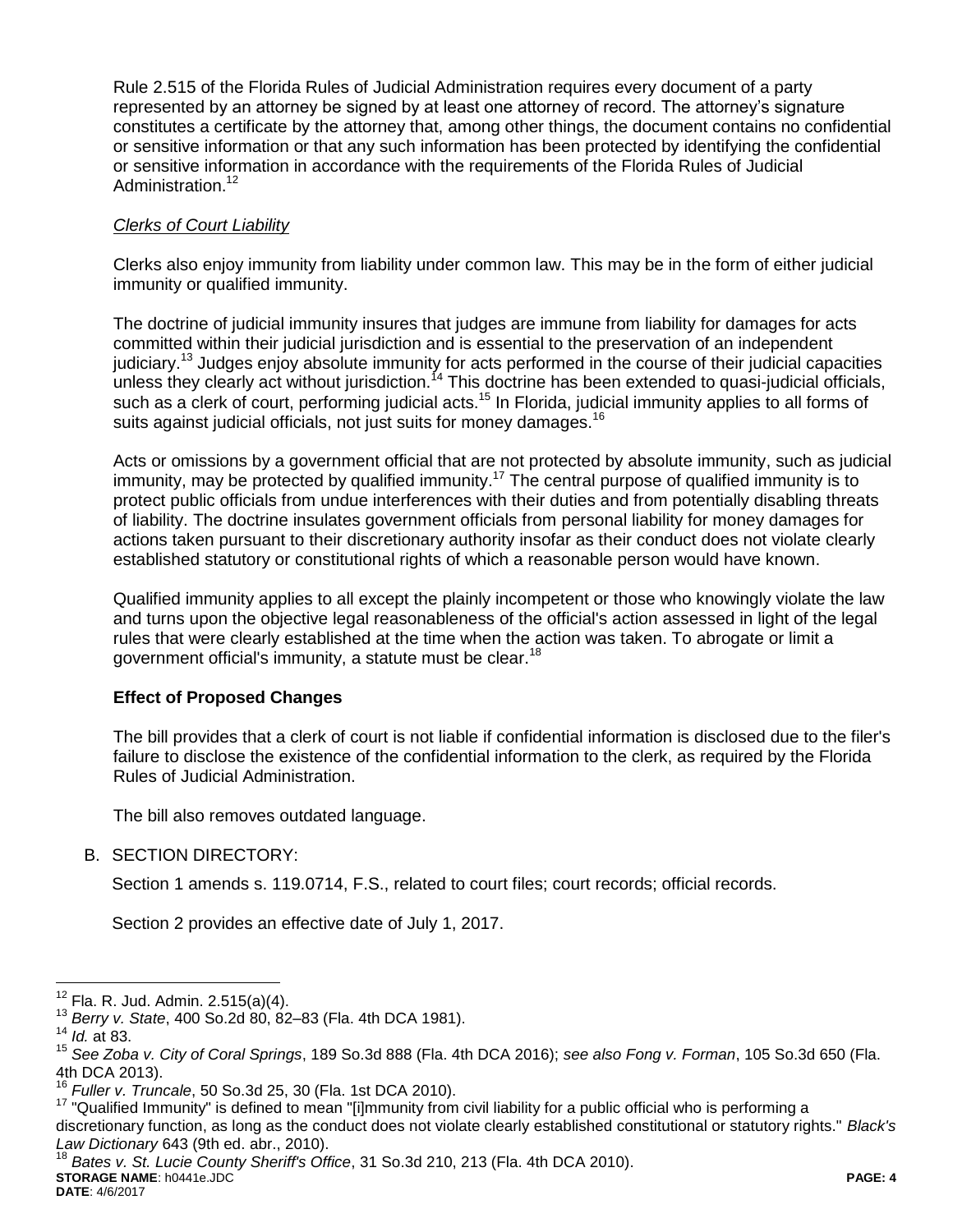Rule 2.515 of the Florida Rules of Judicial Administration requires every document of a party represented by an attorney be signed by at least one attorney of record. The attorney's signature constitutes a certificate by the attorney that, among other things, the document contains no confidential or sensitive information or that any such information has been protected by identifying the confidential or sensitive information in accordance with the requirements of the Florida Rules of Judicial Administration.[12]

*Clerks of Court Liability*

Clerks also enjoy immunity from liability under common law. This may be in the form of either judicial immunity or qualified immunity.

The doctrine of judicial immunity insures that judges are immune from liability for damages for acts committed within their judicial jurisdiction and is essential to the preservation of an independent judiciary.[13] Judges enjoy absolute immunity for acts performed in the course of their judicial capacities unless they clearly act without jurisdiction.[14] This doctrine has been extended to quasi-judicial officials, such as a clerk of court, performing judicial acts.[15] In Florida, judicial immunity applies to all forms of suits against judicial officials, not just suits for money damages.[16]

Acts or omissions by a government official that are not protected by absolute immunity, such as judicial immunity, may be protected by qualified immunity.[17] The central purpose of qualified immunity is to protect public officials from undue interferences with their duties and from potentially disabling threats of liability. The doctrine insulates government officials from personal liability for money damages for actions taken pursuant to their discretionary authority insofar as their conduct does not violate clearly established statutory or constitutional rights of which a reasonable person would have known.

Qualified immunity applies to all except the plainly incompetent or those who knowingly violate the law and turns upon the objective legal reasonableness of the official's action assessed in light of the legal rules that were clearly established at the time when the action was taken. To abrogate or limit a government official's immunity, a statute must be clear.[18]

**Effect of Proposed Changes**

The bill provides that a clerk of court is not liable if confidential information is disclosed due to the filer's failure to disclose the existence of the confidential information to the clerk, as required by the Florida Rules of Judicial Administration.

The bill also removes outdated language.

B. SECTION DIRECTORY:

Section 1 amends s. 119.0714, F.S., related to court files; court records; official records.

Section 2 provides an effective date of July 1, 2017.

---

[12] Fla. R. Jud. Admin. 2.515(a)(4).

[13] *Berry v. State*, 400 So.2d 80, 82–83 (Fla. 4th DCA 1981).

[14] *Id.* at 83.

[15] *See Zoba v. City of Coral Springs*, 189 So.3d 888 (Fla. 4th DCA 2016); *see also Fong v. Forman*, 105 So.3d 650 (Fla. 4th DCA 2013).

[16] *Fuller v. Truncale*, 50 So.3d 25, 30 (Fla. 1st DCA 2010).

[17] "Qualified Immunity" is defined to mean "[i]mmunity from civil liability for a public official who is performing a discretionary function, as long as the conduct does not violate clearly established constitutional or statutory rights." *Black's Law Dictionary* 643 (9th ed. abr., 2010).

[18] *Bates v. St. Lucie County Sheriff's Office*, 31 So.3d 210, 213 (Fla. 4th DCA 2010).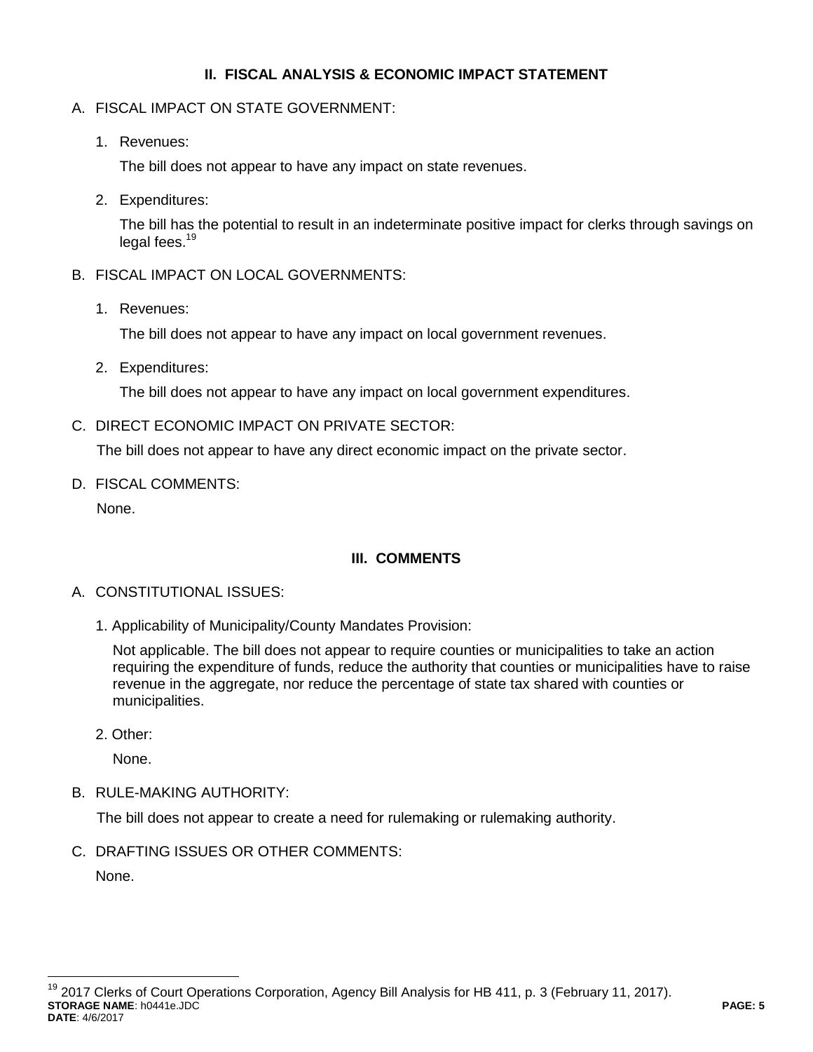## II. FISCAL ANALYSIS & ECONOMIC IMPACT STATEMENT

A. FISCAL IMPACT ON STATE GOVERNMENT:

1. Revenues:

   The bill does not appear to have any impact on state revenues.

2. Expenditures:

   The bill has the potential to result in an indeterminate positive impact for clerks through savings on legal fees.[19]

B. FISCAL IMPACT ON LOCAL GOVERNMENTS:

1. Revenues:

   The bill does not appear to have any impact on local government revenues.

2. Expenditures:

   The bill does not appear to have any impact on local government expenditures.

C. DIRECT ECONOMIC IMPACT ON PRIVATE SECTOR:

   The bill does not appear to have any direct economic impact on the private sector.

D. FISCAL COMMENTS:

   None.

## III. COMMENTS

A. CONSTITUTIONAL ISSUES:

1. Applicability of Municipality/County Mandates Provision:

   Not applicable. The bill does not appear to require counties or municipalities to take an action requiring the expenditure of funds, reduce the authority that counties or municipalities have to raise revenue in the aggregate, nor reduce the percentage of state tax shared with counties or municipalities.

2. Other:

   None.

B. RULE-MAKING AUTHORITY:

   The bill does not appear to create a need for rulemaking or rulemaking authority.

C. DRAFTING ISSUES OR OTHER COMMENTS:

   None.

---

[19] 2017 Clerks of Court Operations Corporation, Agency Bill Analysis for HB 411, p. 3 (February 11, 2017).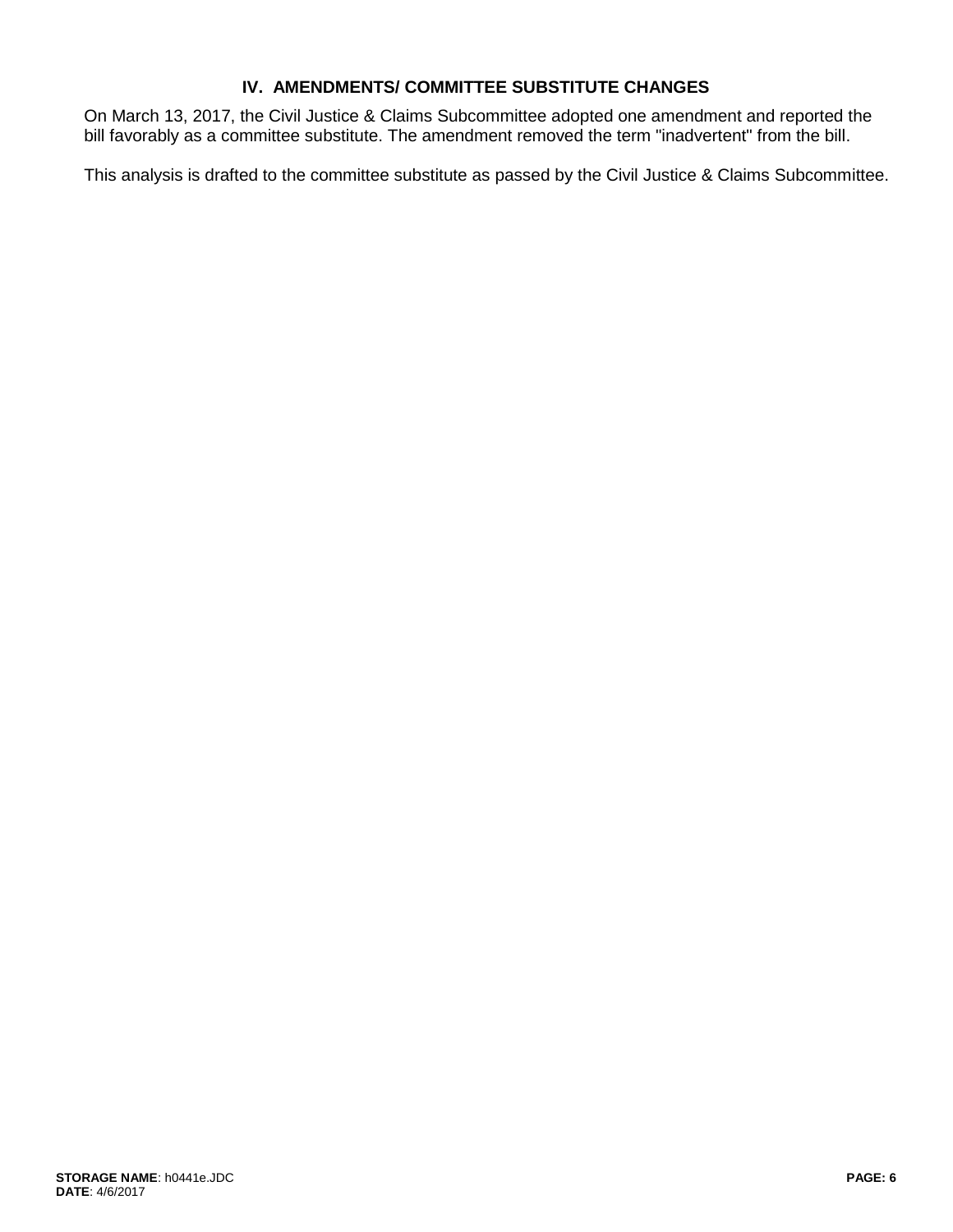## IV. AMENDMENTS/ COMMITTEE SUBSTITUTE CHANGES

On March 13, 2017, the Civil Justice & Claims Subcommittee adopted one amendment and reported the bill favorably as a committee substitute. The amendment removed the term "inadvertent" from the bill.

This analysis is drafted to the committee substitute as passed by the Civil Justice & Claims Subcommittee.